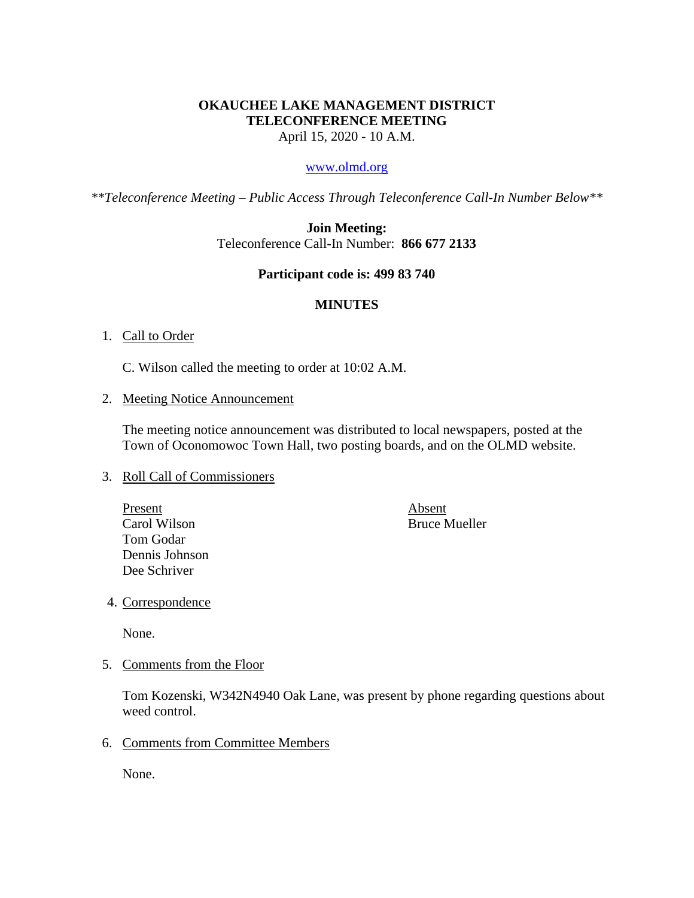# OKAUCHEE LAKE MANAGEMENT DISTRICT
## TELECONFERENCE MEETING

April 15, 2020 - 10 A.M.

www.olmd.org

*\*\*Teleconference Meeting – Public Access Through Teleconference Call-In Number Below\*\**

**Join Meeting:**
Teleconference Call-In Number: **866 677 2133**

**Participant code is: 499 83 740**

## MINUTES

1. Call to Order

   C. Wilson called the meeting to order at 10:02 A.M.

2. Meeting Notice Announcement

   The meeting notice announcement was distributed to local newspapers, posted at the Town of Oconomowoc Town Hall, two posting boards, and on the OLMD website.

3. Roll Call of Commissioners

| Present | Absent |
|---|---|
| Carol Wilson | Bruce Mueller |
| Tom Godar | |
| Dennis Johnson | |
| Dee Schriver | |

4. Correspondence

   None.

5. Comments from the Floor

   Tom Kozenski, W342N4940 Oak Lane, was present by phone regarding questions about weed control.

6. Comments from Committee Members

   None.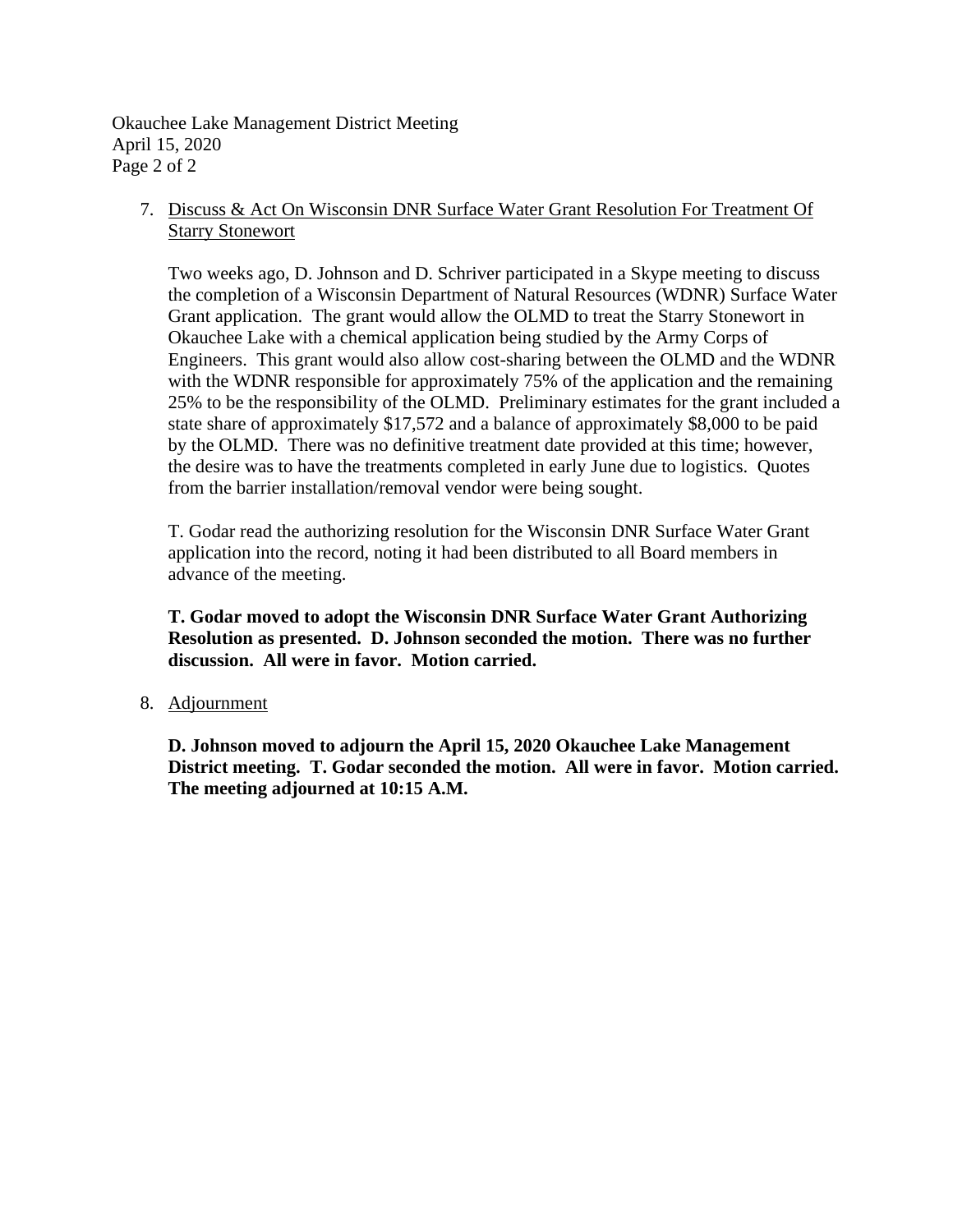7. <u>Discuss & Act On Wisconsin DNR Surface Water Grant Resolution For Treatment Of Starry Stonewort</u>

   Two weeks ago, D. Johnson and D. Schriver participated in a Skype meeting to discuss the completion of a Wisconsin Department of Natural Resources (WDNR) Surface Water Grant application. The grant would allow the OLMD to treat the Starry Stonewort in Okauchee Lake with a chemical application being studied by the Army Corps of Engineers. This grant would also allow cost-sharing between the OLMD and the WDNR with the WDNR responsible for approximately 75% of the application and the remaining 25% to be the responsibility of the OLMD. Preliminary estimates for the grant included a state share of approximately $17,572 and a balance of approximately $8,000 to be paid by the OLMD. There was no definitive treatment date provided at this time; however, the desire was to have the treatments completed in early June due to logistics. Quotes from the barrier installation/removal vendor were being sought.

   T. Godar read the authorizing resolution for the Wisconsin DNR Surface Water Grant application into the record, noting it had been distributed to all Board members in advance of the meeting.

   **T. Godar moved to adopt the Wisconsin DNR Surface Water Grant Authorizing Resolution as presented. D. Johnson seconded the motion. There was no further discussion. All were in favor. Motion carried.**

8. <u>Adjournment</u>

   **D. Johnson moved to adjourn the April 15, 2020 Okauchee Lake Management District meeting. T. Godar seconded the motion. All were in favor. Motion carried. The meeting adjourned at 10:15 A.M.**